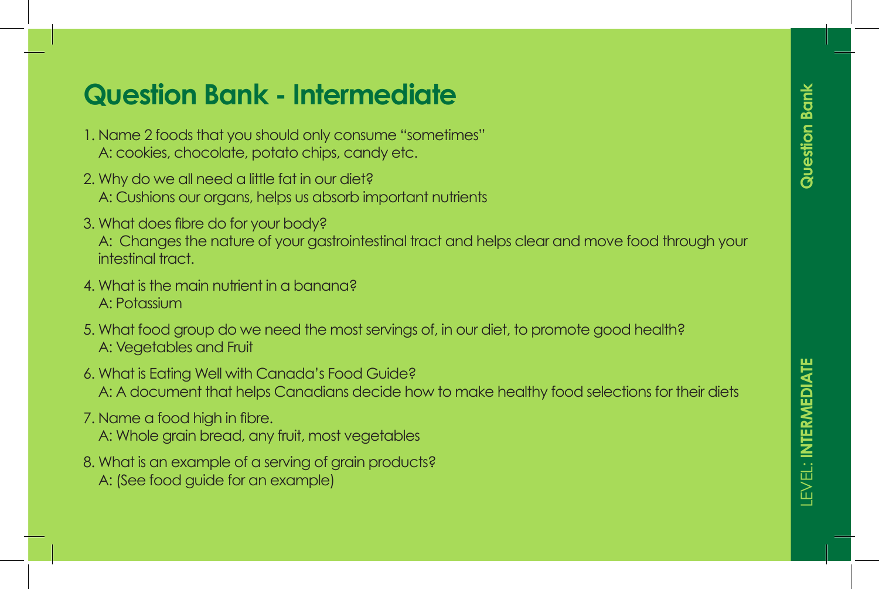# Question Bank - Intermediate

1. Name 2 foods that you should only consume "sometimes"
   A: cookies, chocolate, potato chips, candy etc.
2. Why do we all need a little fat in our diet?
   A: Cushions our organs, helps us absorb important nutrients
3. What does fibre do for your body?
   A: Changes the nature of your gastrointestinal tract and helps clear and move food through your intestinal tract.
4. What is the main nutrient in a banana?
   A: Potassium
5. What food group do we need the most servings of, in our diet, to promote good health?
   A: Vegetables and Fruit
6. What is Eating Well with Canada's Food Guide?
   A: A document that helps Canadians decide how to make healthy food selections for their diets
7. Name a food high in fibre.
   A: Whole grain bread, any fruit, most vegetables
8. What is an example of a serving of grain products?
   A: (See food guide for an example)

Question Bank

LEVEL: **INTERMEDIATE**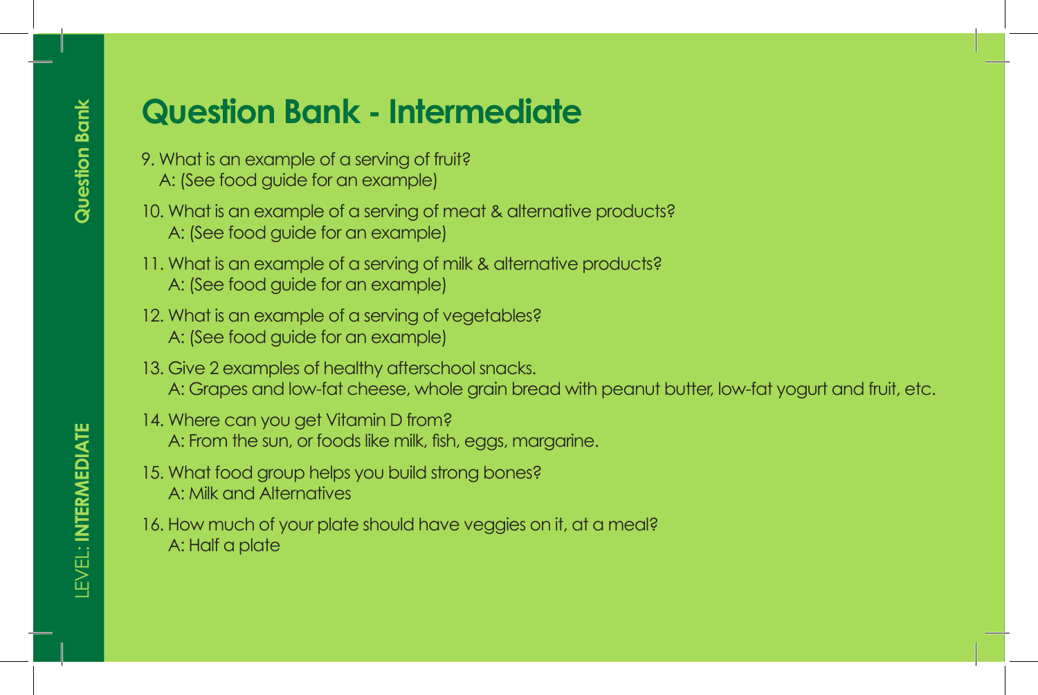# Question Bank - Intermediate

9. What is an example of a serving of fruit?
   A: (See food guide for an example)

10. What is an example of a serving of meat & alternative products?
    A: (See food guide for an example)

11. What is an example of a serving of milk & alternative products?
    A: (See food guide for an example)

12. What is an example of a serving of vegetables?
    A: (See food guide for an example)

13. Give 2 examples of healthy afterschool snacks.
    A: Grapes and low-fat cheese, whole grain bread with peanut butter, low-fat yogurt and fruit, etc.

14. Where can you get Vitamin D from?
    A: From the sun, or foods like milk, fish, eggs, margarine.

15. What food group helps you build strong bones?
    A: Milk and Alternatives

16. How much of your plate should have veggies on it, at a meal?
    A: Half a plate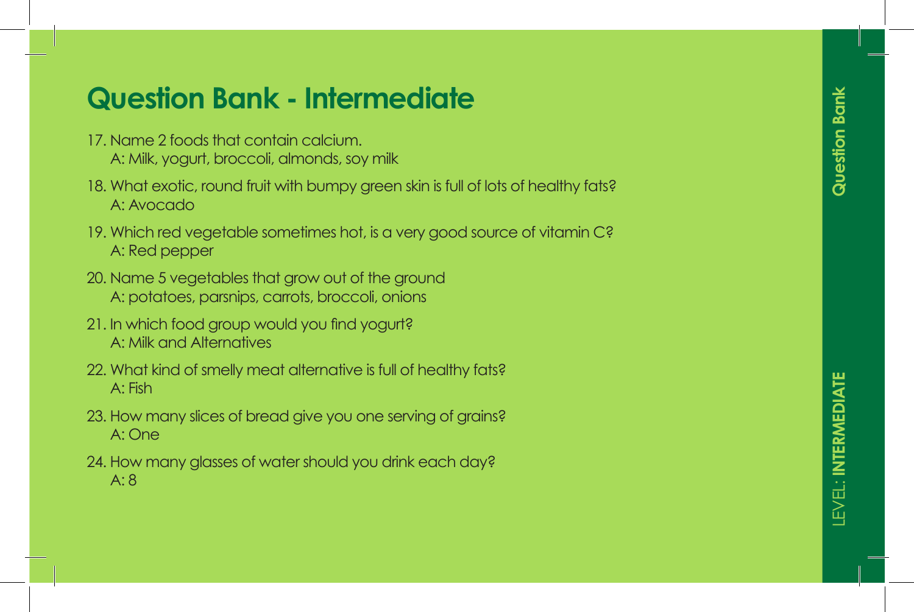# Question Bank - Intermediate

17. Name 2 foods that contain calcium.
    A: Milk, yogurt, broccoli, almonds, soy milk
18. What exotic, round fruit with bumpy green skin is full of lots of healthy fats?
    A: Avocado
19. Which red vegetable sometimes hot, is a very good source of vitamin C?
    A: Red pepper
20. Name 5 vegetables that grow out of the ground
    A: potatoes, parsnips, carrots, broccoli, onions
21. In which food group would you find yogurt?
    A: Milk and Alternatives
22. What kind of smelly meat alternative is full of healthy fats?
    A: Fish
23. How many slices of bread give you one serving of grains?
    A: One
24. How many glasses of water should you drink each day?
    A: 8

Question Bank

LEVEL: **INTERMEDIATE**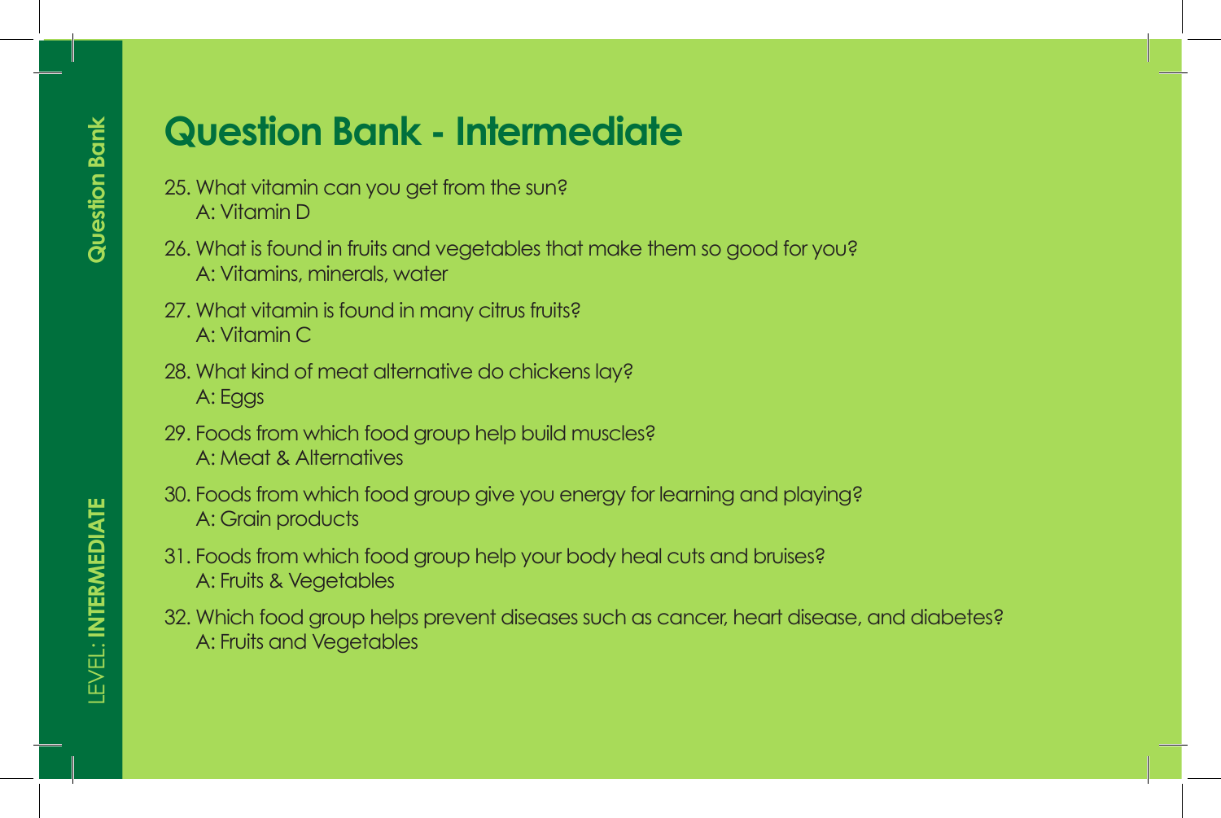# Question Bank - Intermediate

25. What vitamin can you get from the sun?
    A: Vitamin D

26. What is found in fruits and vegetables that make them so good for you?
    A: Vitamins, minerals, water

27. What vitamin is found in many citrus fruits?
    A: Vitamin C

28. What kind of meat alternative do chickens lay?
    A: Eggs

29. Foods from which food group help build muscles?
    A: Meat & Alternatives

30. Foods from which food group give you energy for learning and playing?
    A: Grain products

31. Foods from which food group help your body heal cuts and bruises?
    A: Fruits & Vegetables

32. Which food group helps prevent diseases such as cancer, heart disease, and diabetes?
    A: Fruits and Vegetables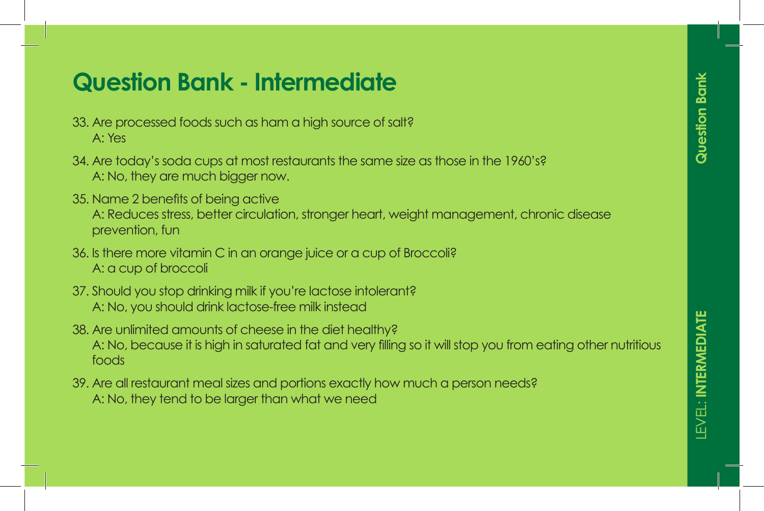# Question Bank - Intermediate

33. Are processed foods such as ham a high source of salt?
    A: Yes
34. Are today's soda cups at most restaurants the same size as those in the 1960's?
    A: No, they are much bigger now.
35. Name 2 benefits of being active
    A: Reduces stress, better circulation, stronger heart, weight management, chronic disease prevention, fun
36. Is there more vitamin C in an orange juice or a cup of Broccoli?
    A: a cup of broccoli
37. Should you stop drinking milk if you're lactose intolerant?
    A: No, you should drink lactose-free milk instead
38. Are unlimited amounts of cheese in the diet healthy?
    A: No, because it is high in saturated fat and very filling so it will stop you from eating other nutritious foods
39. Are all restaurant meal sizes and portions exactly how much a person needs?
    A: No, they tend to be larger than what we need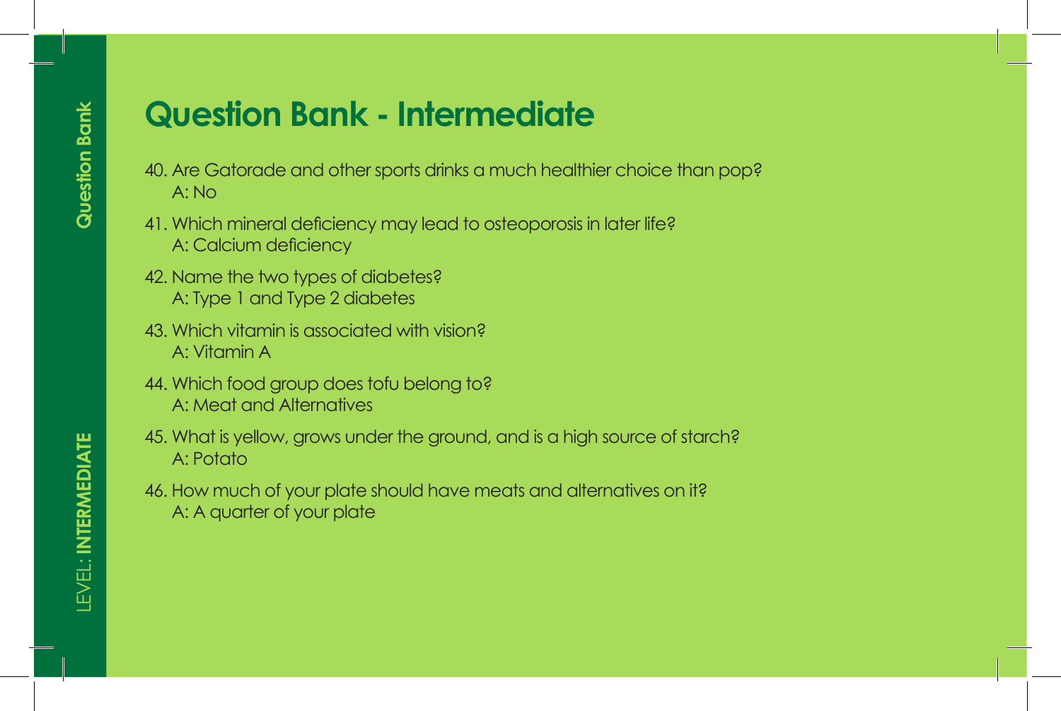# Question Bank - Intermediate

40. Are Gatorade and other sports drinks a much healthier choice than pop?
    A: No

41. Which mineral deficiency may lead to osteoporosis in later life?
    A: Calcium deficiency

42. Name the two types of diabetes?
    A: Type 1 and Type 2 diabetes

43. Which vitamin is associated with vision?
    A: Vitamin A

44. Which food group does tofu belong to?
    A: Meat and Alternatives

45. What is yellow, grows under the ground, and is a high source of starch?
    A: Potato

46. How much of your plate should have meats and alternatives on it?
    A: A quarter of your plate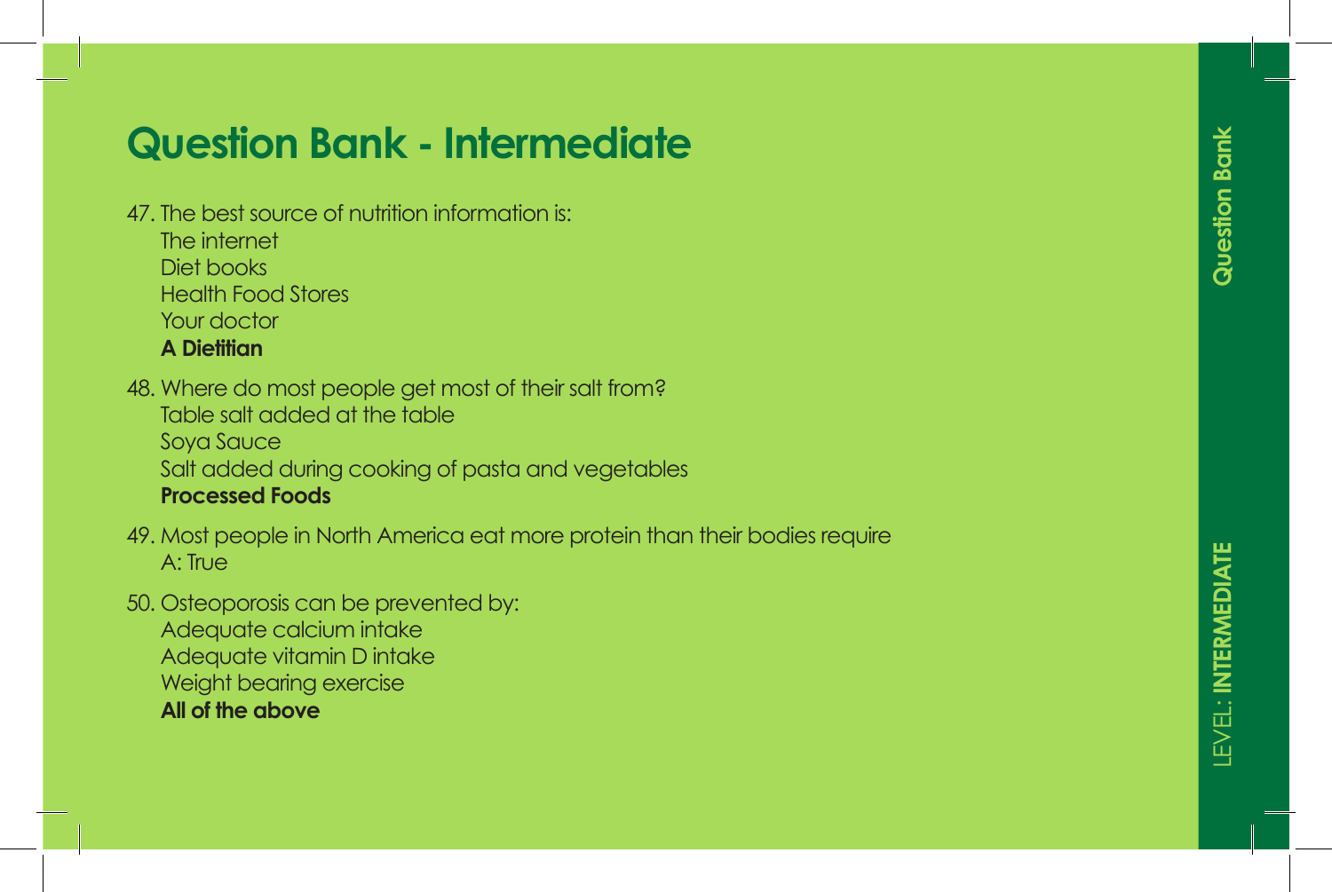# Question Bank - Intermediate

47. The best source of nutrition information is:
    The internet
    Diet books
    Health Food Stores
    Your doctor
    **A Dietitian**

48. Where do most people get most of their salt from?
    Table salt added at the table
    Soya Sauce
    Salt added during cooking of pasta and vegetables
    **Processed Foods**

49. Most people in North America eat more protein than their bodies require
    A: True

50. Osteoporosis can be prevented by:
    Adequate calcium intake
    Adequate vitamin D intake
    Weight bearing exercise
    **All of the above**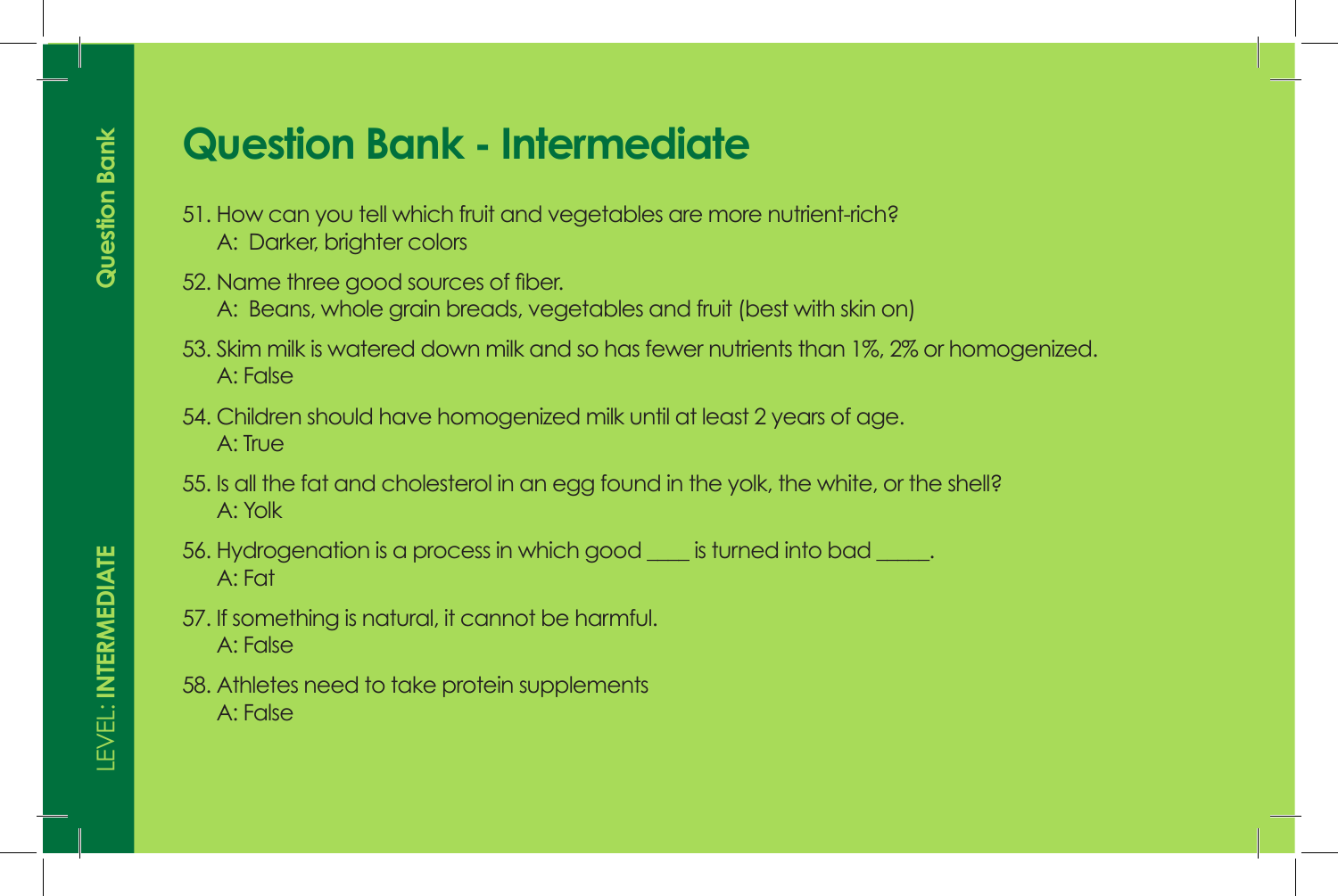# Question Bank - Intermediate

51. How can you tell which fruit and vegetables are more nutrient-rich?
    A: Darker, brighter colors

52. Name three good sources of fiber.
    A: Beans, whole grain breads, vegetables and fruit (best with skin on)

53. Skim milk is watered down milk and so has fewer nutrients than 1%, 2% or homogenized.
    A: False

54. Children should have homogenized milk until at least 2 years of age.
    A: True

55. Is all the fat and cholesterol in an egg found in the yolk, the white, or the shell?
    A: Yolk

56. Hydrogenation is a process in which good ____ is turned into bad _____.
    A: Fat

57. If something is natural, it cannot be harmful.
    A: False

58. Athletes need to take protein supplements
    A: False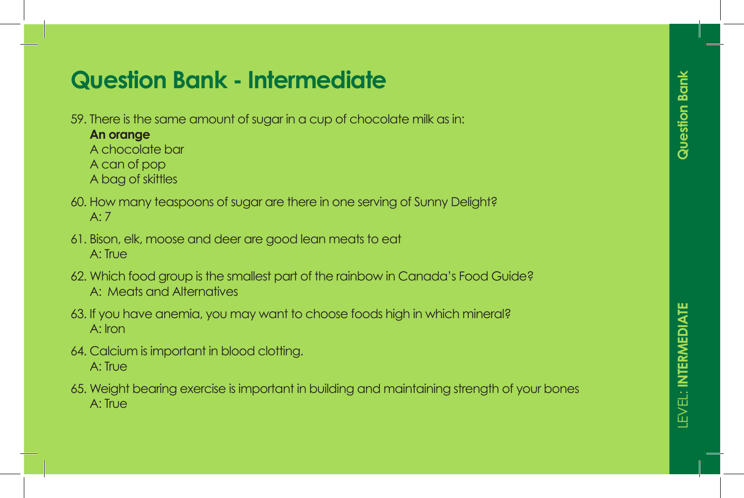# Question Bank - Intermediate

59. There is the same amount of sugar in a cup of chocolate milk as in:
    **An orange**
    A chocolate bar
    A can of pop
    A bag of skittles

60. How many teaspoons of sugar are there in one serving of Sunny Delight?
    A: 7

61. Bison, elk, moose and deer are good lean meats to eat
    A: True

62. Which food group is the smallest part of the rainbow in Canada's Food Guide?
    A: Meats and Alternatives

63. If you have anemia, you may want to choose foods high in which mineral?
    A: Iron

64. Calcium is important in blood clotting.
    A: True

65. Weight bearing exercise is important in building and maintaining strength of your bones
    A: True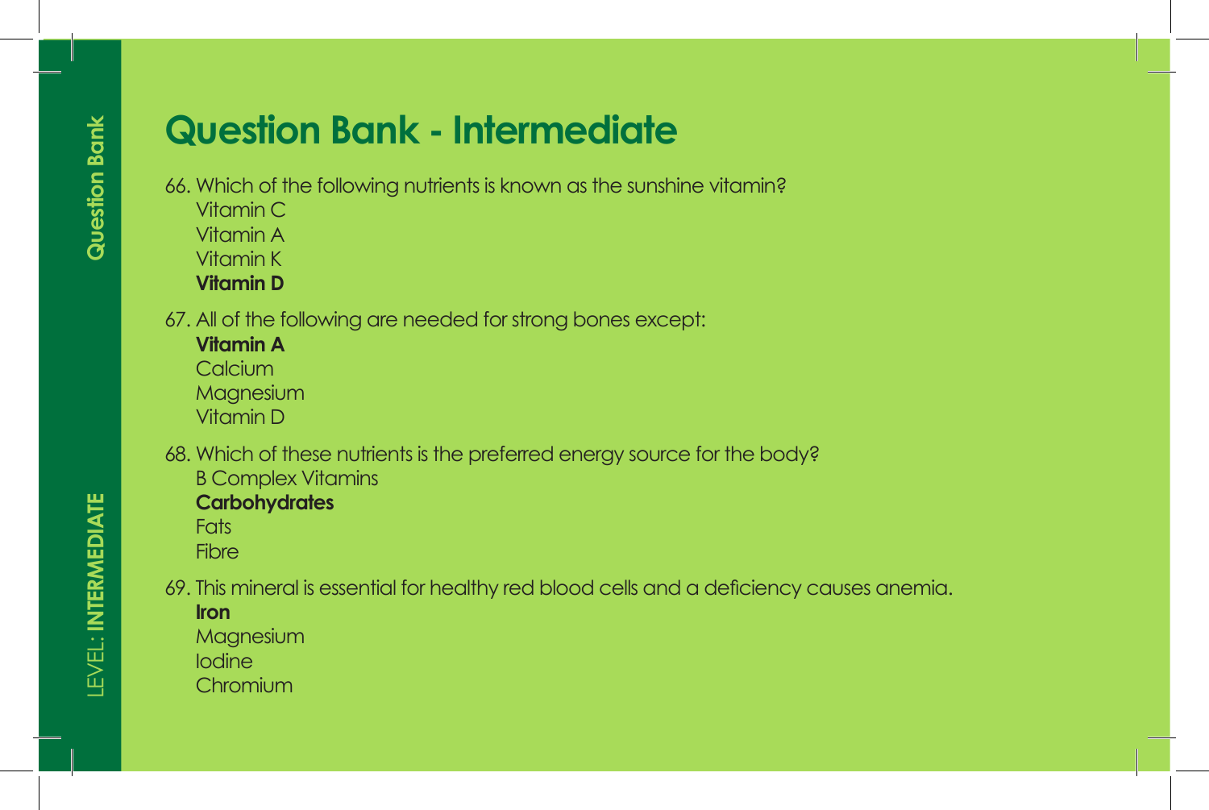# Question Bank - Intermediate

66. Which of the following nutrients is known as the sunshine vitamin?
    Vitamin C
    Vitamin A
    Vitamin K
    **Vitamin D**

67. All of the following are needed for strong bones except:
    **Vitamin A**
    Calcium
    Magnesium
    Vitamin D

68. Which of these nutrients is the preferred energy source for the body?
    B Complex Vitamins
    **Carbohydrates**
    Fats
    Fibre

69. This mineral is essential for healthy red blood cells and a deficiency causes anemia.
    **Iron**
    Magnesium
    Iodine
    Chromium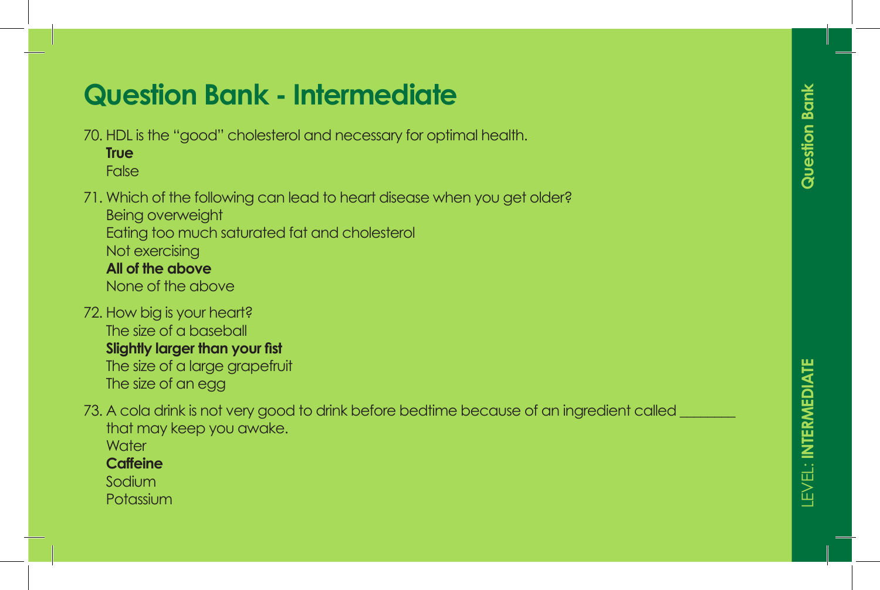# Question Bank - Intermediate

70. HDL is the "good" cholesterol and necessary for optimal health.
    **True**
    False

71. Which of the following can lead to heart disease when you get older?
    Being overweight
    Eating too much saturated fat and cholesterol
    Not exercising
    **All of the above**
    None of the above

72. How big is your heart?
    The size of a baseball
    **Slightly larger than your fist**
    The size of a large grapefruit
    The size of an egg

73. A cola drink is not very good to drink before bedtime because of an ingredient called ________ that may keep you awake.
    Water
    **Caffeine**
    Sodium
    Potassium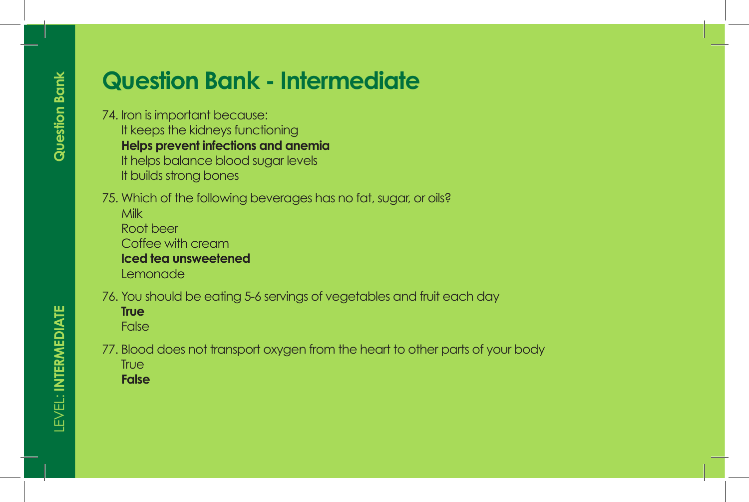# Question Bank - Intermediate

74. Iron is important because:
    - It keeps the kidneys functioning
    - **Helps prevent infections and anemia**
    - It helps balance blood sugar levels
    - It builds strong bones

75. Which of the following beverages has no fat, sugar, or oils?
    - Milk
    - Root beer
    - Coffee with cream
    - **Iced tea unsweetened**
    - Lemonade

76. You should be eating 5-6 servings of vegetables and fruit each day
    - **True**
    - False

77. Blood does not transport oxygen from the heart to other parts of your body
    - True
    - **False**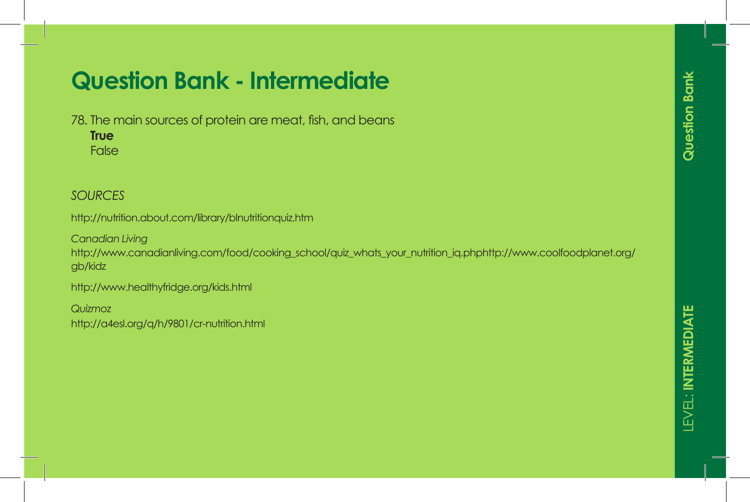# Question Bank - Intermediate

78. The main sources of protein are meat, fish, and beans
    **True**
    False

*SOURCES*

http://nutrition.about.com/library/blnutritionquiz.htm

*Canadian Living*
http://www.canadianliving.com/food/cooking_school/quiz_whats_your_nutrition_iq.phphttp://www.coolfoodplanet.org/gb/kidz

http://www.healthyfridge.org/kids.html

*Quizmoz*
http://a4esl.org/q/h/9801/cr-nutrition.html